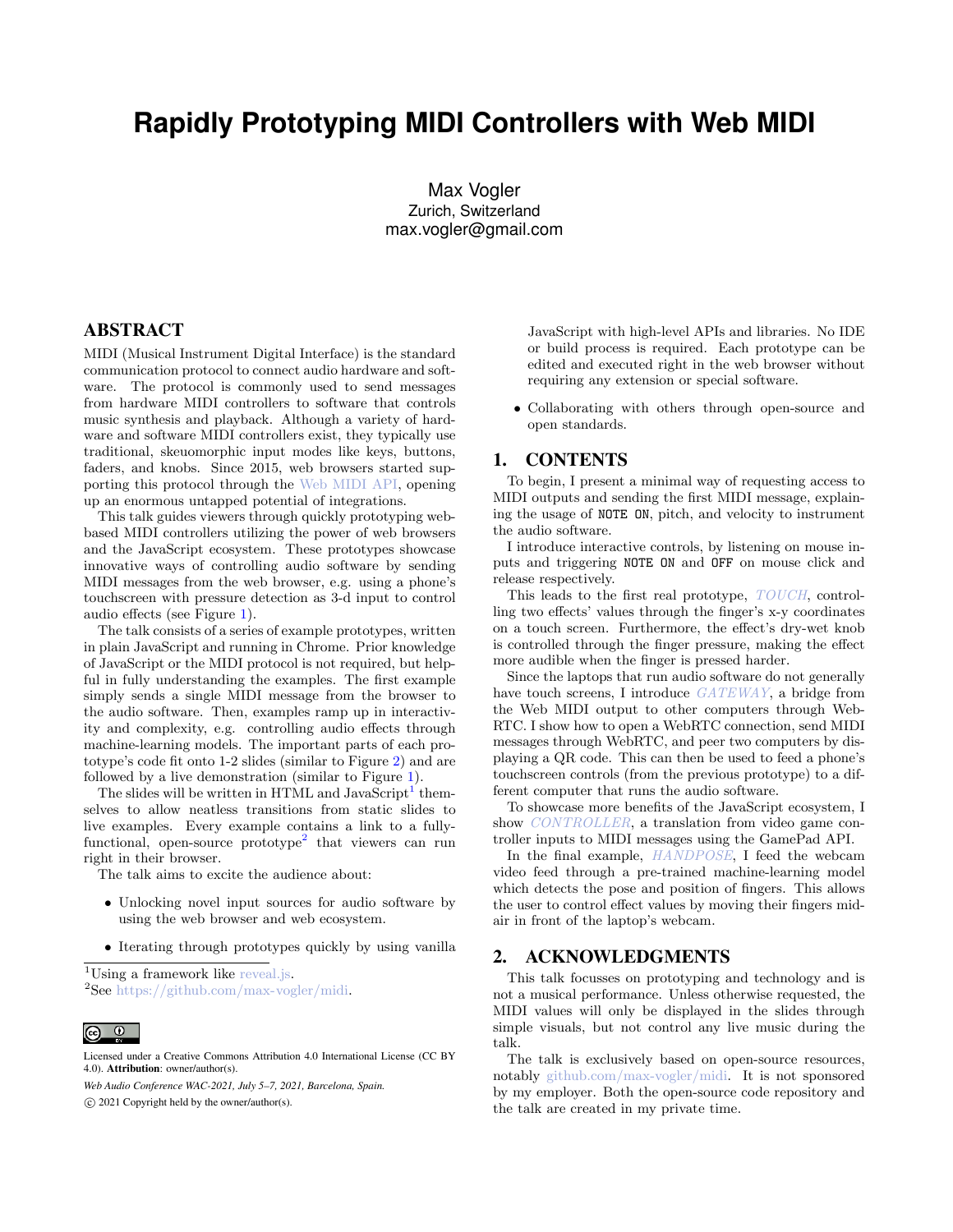# Rapidly Prototyping MIDI Controllers with Web MIDI

Max Vogler
Zurich, Switzerland
max.vogler@gmail.com

## ABSTRACT

MIDI (Musical Instrument Digital Interface) is the standard communication protocol to connect audio hardware and software. The protocol is commonly used to send messages from hardware MIDI controllers to software that controls music synthesis and playback. Although a variety of hardware and software MIDI controllers exist, they typically use traditional, skeuomorphic input modes like keys, buttons, faders, and knobs. Since 2015, web browsers started supporting this protocol through the Web MIDI API, opening up an enormous untapped potential of integrations.

This talk guides viewers through quickly prototyping web-based MIDI controllers utilizing the power of web browsers and the JavaScript ecosystem. These prototypes showcase innovative ways of controlling audio software by sending MIDI messages from the web browser, e.g. using a phone's touchscreen with pressure detection as 3-d input to control audio effects (see Figure 1).

The talk consists of a series of example prototypes, written in plain JavaScript and running in Chrome. Prior knowledge of JavaScript or the MIDI protocol is not required, but helpful in fully understanding the examples. The first example simply sends a single MIDI message from the browser to the audio software. Then, examples ramp up in interactivity and complexity, e.g. controlling audio effects through machine-learning models. The important parts of each prototype's code fit onto 1-2 slides (similar to Figure 2) and are followed by a live demonstration (similar to Figure 1).

The slides will be written in HTML and JavaScript[1] themselves to allow neatless transitions from static slides to live examples. Every example contains a link to a fully-functional, open-source prototype[2] that viewers can run right in their browser.

The talk aims to excite the audience about:

- Unlocking novel input sources for audio software by using the web browser and web ecosystem.
- Iterating through prototypes quickly by using vanilla JavaScript with high-level APIs and libraries. No IDE or build process is required. Each prototype can be edited and executed right in the web browser without requiring any extension or special software.
- Collaborating with others through open-source and open standards.

[1] Using a framework like reveal.js.

[2] See https://github.com/max-vogler/midi.

Licensed under a Creative Commons Attribution 4.0 International License (CC BY 4.0). **Attribution**: owner/author(s).

*Web Audio Conference WAC-2021, July 5–7, 2021, Barcelona, Spain.*

© 2021 Copyright held by the owner/author(s).

## 1. CONTENTS

To begin, I present a minimal way of requesting access to MIDI outputs and sending the first MIDI message, explaining the usage of `NOTE ON`, pitch, and velocity to instrument the audio software.

I introduce interactive controls, by listening on mouse inputs and triggering `NOTE ON` and `OFF` on mouse click and release respectively.

This leads to the first real prototype, *TOUCH*, controlling two effects' values through the finger's x-y coordinates on a touch screen. Furthermore, the effect's dry-wet knob is controlled through the finger pressure, making the effect more audible when the finger is pressed harder.

Since the laptops that run audio software do not generally have touch screens, I introduce *GATEWAY*, a bridge from the Web MIDI output to other computers through WebRTC. I show how to open a WebRTC connection, send MIDI messages through WebRTC, and peer two computers by displaying a QR code. This can then be used to feed a phone's touchscreen controls (from the previous prototype) to a different computer that runs the audio software.

To showcase more benefits of the JavaScript ecosystem, I show *CONTROLLER*, a translation from video game controller inputs to MIDI messages using the GamePad API.

In the final example, *HANDPOSE*, I feed the webcam video feed through a pre-trained machine-learning model which detects the pose and position of fingers. This allows the user to control effect values by moving their fingers mid-air in front of the laptop's webcam.

## 2. ACKNOWLEDGMENTS

This talk focusses on prototyping and technology and is not a musical performance. Unless otherwise requested, the MIDI values will only be displayed in the slides through simple visuals, but not control any live music during the talk.

The talk is exclusively based on open-source resources, notably github.com/max-vogler/midi. It is not sponsored by my employer. Both the open-source code repository and the talk are created in my private time.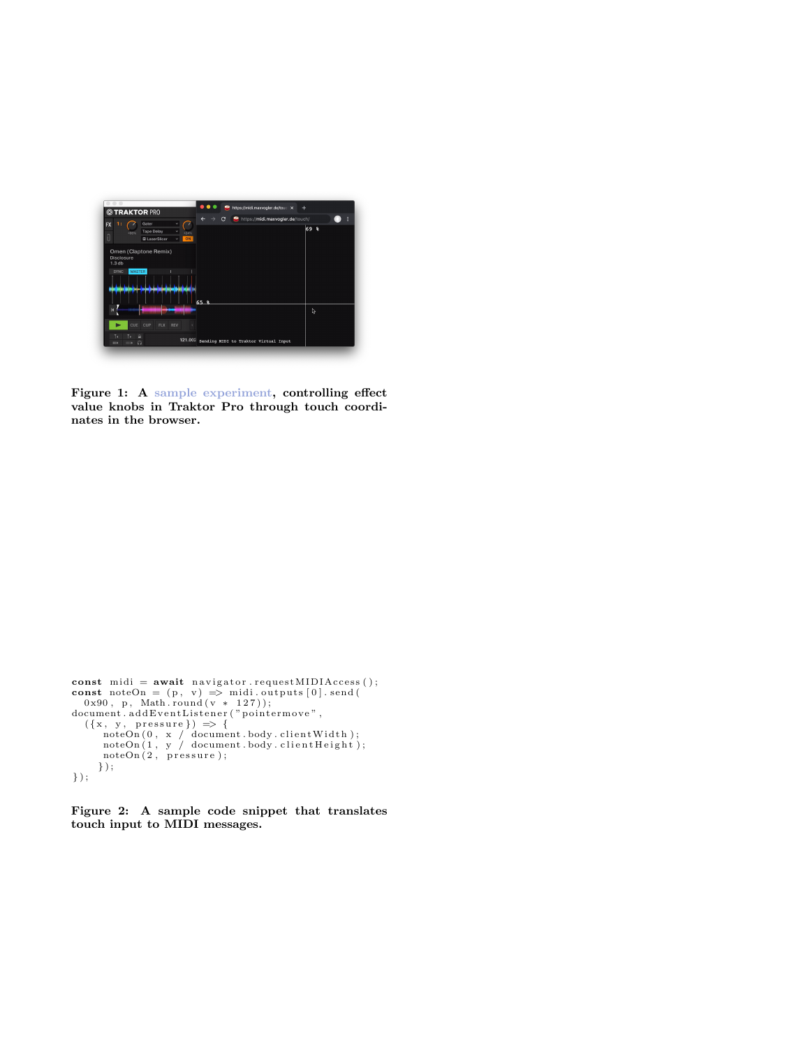**Figure 1: A sample experiment, controlling effect value knobs in Traktor Pro through touch coordinates in the browser.**

```
const midi = await navigator.requestMIDIAccess();
const noteOn = (p, v) => midi.outputs[0].send(
  0x90, p, Math.round(v * 127));
document.addEventListener("pointermove",
  ({x, y, pressure}) => {
      noteOn(0, x / document.body.clientWidth);
      noteOn(1, y / document.body.clientHeight);
      noteOn(2, pressure);
    });
});
```

**Figure 2: A sample code snippet that translates touch input to MIDI messages.**